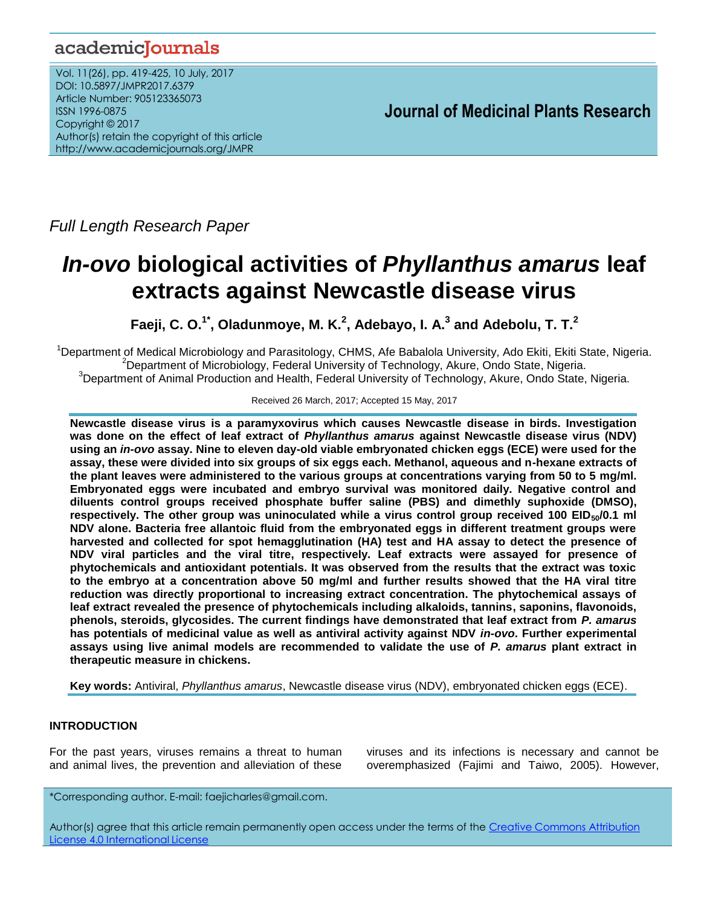Full Length Research Paper

# *In-ovo* biological activities of *Phyllanthus amarus* leaf extracts against Newcastle disease virus

**Faeji, C. O.[1*], Oladunmoye, M. K.[2], Adebayo, I. A.[3] and Adebolu, T. T.[2]**

[1]Department of Medical Microbiology and Parasitology, CHMS, Afe Babalola University, Ado Ekiti, Ekiti State, Nigeria.
[2]Department of Microbiology, Federal University of Technology, Akure, Ondo State, Nigeria.
[3]Department of Animal Production and Health, Federal University of Technology, Akure, Ondo State, Nigeria.

Received 26 March, 2017; Accepted 15 May, 2017

**Newcastle disease virus is a paramyxovirus which causes Newcastle disease in birds. Investigation was done on the effect of leaf extract of *Phyllanthus amarus* against Newcastle disease virus (NDV) using an *in-ovo* assay. Nine to eleven day-old viable embryonated chicken eggs (ECE) were used for the assay, these were divided into six groups of six eggs each. Methanol, aqueous and n-hexane extracts of the plant leaves were administered to the various groups at concentrations varying from 50 to 5 mg/ml. Embryonated eggs were incubated and embryo survival was monitored daily. Negative control and diluents control groups received phosphate buffer saline (PBS) and dimethly suphoxide (DMSO), respectively. The other group was uninoculated while a virus control group received 100 $EID_{50}$/0.1 ml NDV alone. Bacteria free allantoic fluid from the embryonated eggs in different treatment groups were harvested and collected for spot hemagglutination (HA) test and HA assay to detect the presence of NDV viral particles and the viral titre, respectively. Leaf extracts were assayed for presence of phytochemicals and antioxidant potentials. It was observed from the results that the extract was toxic to the embryo at a concentration above 50 mg/ml and further results showed that the HA viral titre reduction was directly proportional to increasing extract concentration. The phytochemical assays of leaf extract revealed the presence of phytochemicals including alkaloids, tannins, saponins, flavonoids, phenols, steroids, glycosides. The current findings have demonstrated that leaf extract from *P. amarus* has potentials of medicinal value as well as antiviral activity against NDV *in-ovo*. Further experimental assays using live animal models are recommended to validate the use of *P. amarus* plant extract in therapeutic measure in chickens.**

**Key words:** Antiviral, *Phyllanthus amarus*, Newcastle disease virus (NDV), embryonated chicken eggs (ECE).

## INTRODUCTION

For the past years, viruses remains a threat to human and animal lives, the prevention and alleviation of these viruses and its infections is necessary and cannot be overemphasized (Fajimi and Taiwo, 2005). However,

*Corresponding author. E-mail: faejicharles@gmail.com.

Author(s) agree that this article remain permanently open access under the terms of the Creative Commons Attribution License 4.0 International License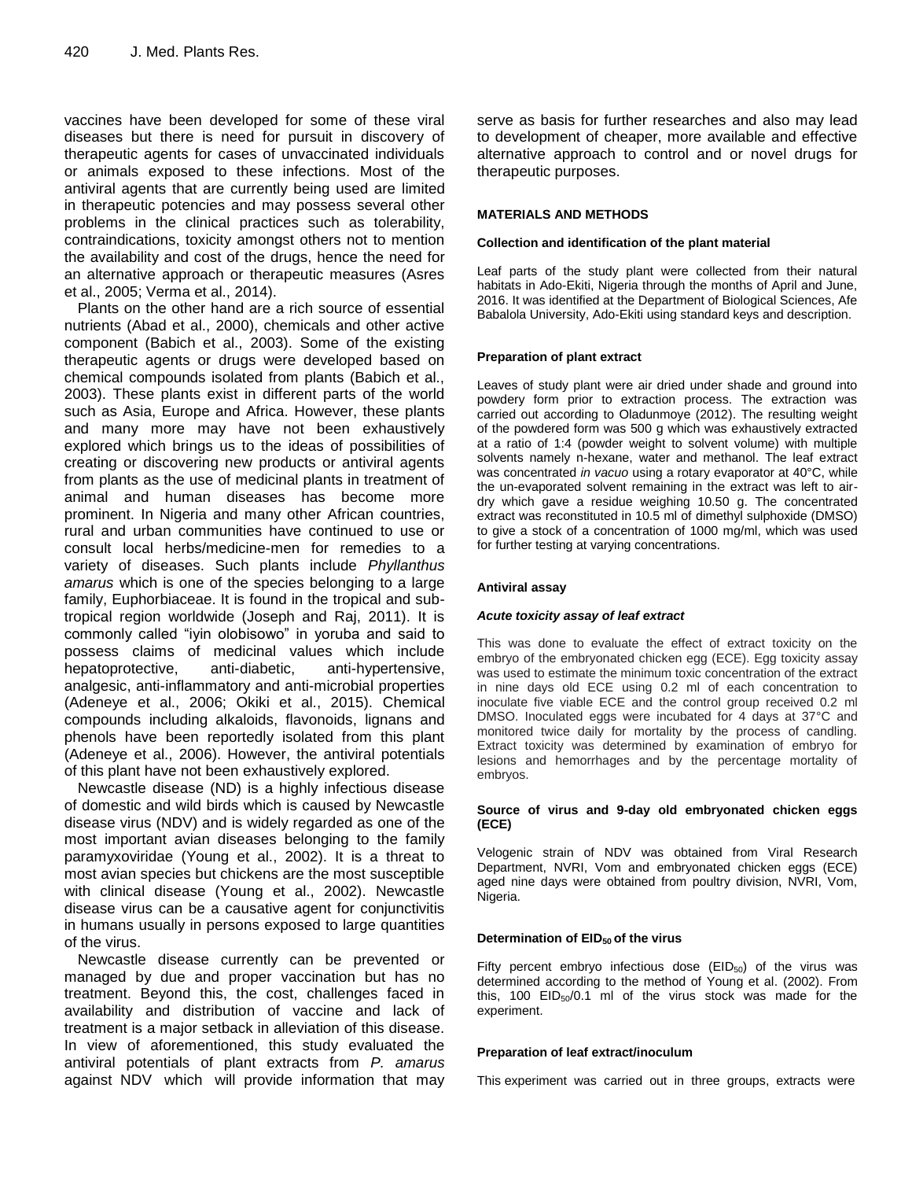vaccines have been developed for some of these viral diseases but there is need for pursuit in discovery of therapeutic agents for cases of unvaccinated individuals or animals exposed to these infections. Most of the antiviral agents that are currently being used are limited in therapeutic potencies and may possess several other problems in the clinical practices such as tolerability, contraindications, toxicity amongst others not to mention the availability and cost of the drugs, hence the need for an alternative approach or therapeutic measures (Asres et al., 2005; Verma et al., 2014).

Plants on the other hand are a rich source of essential nutrients (Abad et al., 2000), chemicals and other active component (Babich et al., 2003). Some of the existing therapeutic agents or drugs were developed based on chemical compounds isolated from plants (Babich et al., 2003). These plants exist in different parts of the world such as Asia, Europe and Africa. However, these plants and many more may have not been exhaustively explored which brings us to the ideas of possibilities of creating or discovering new products or antiviral agents from plants as the use of medicinal plants in treatment of animal and human diseases has become more prominent. In Nigeria and many other African countries, rural and urban communities have continued to use or consult local herbs/medicine-men for remedies to a variety of diseases. Such plants include *Phyllanthus amarus* which is one of the species belonging to a large family, Euphorbiaceae. It is found in the tropical and sub-tropical region worldwide (Joseph and Raj, 2011). It is commonly called "iyin olobisowo" in yoruba and said to possess claims of medicinal values which include hepatoprotective, anti-diabetic, anti-hypertensive, analgesic, anti-inflammatory and anti-microbial properties (Adeneye et al., 2006; Okiki et al., 2015). Chemical compounds including alkaloids, flavonoids, lignans and phenols have been reportedly isolated from this plant (Adeneye et al., 2006). However, the antiviral potentials of this plant have not been exhaustively explored.

Newcastle disease (ND) is a highly infectious disease of domestic and wild birds which is caused by Newcastle disease virus (NDV) and is widely regarded as one of the most important avian diseases belonging to the family paramyxoviridae (Young et al., 2002). It is a threat to most avian species but chickens are the most susceptible with clinical disease (Young et al., 2002). Newcastle disease virus can be a causative agent for conjunctivitis in humans usually in persons exposed to large quantities of the virus.

Newcastle disease currently can be prevented or managed by due and proper vaccination but has no treatment. Beyond this, the cost, challenges faced in availability and distribution of vaccine and lack of treatment is a major setback in alleviation of this disease. In view of aforementioned, this study evaluated the antiviral potentials of plant extracts from *P. amarus* against NDV which will provide information that may serve as basis for further researches and also may lead to development of cheaper, more available and effective alternative approach to control and or novel drugs for therapeutic purposes.

## MATERIALS AND METHODS

### Collection and identification of the plant material

Leaf parts of the study plant were collected from their natural habitats in Ado-Ekiti, Nigeria through the months of April and June, 2016. It was identified at the Department of Biological Sciences, Afe Babalola University, Ado-Ekiti using standard keys and description.

### Preparation of plant extract

Leaves of study plant were air dried under shade and ground into powdery form prior to extraction process. The extraction was carried out according to Oladunmoye (2012). The resulting weight of the powdered form was 500 g which was exhaustively extracted at a ratio of 1:4 (powder weight to solvent volume) with multiple solvents namely n-hexane, water and methanol. The leaf extract was concentrated *in vacuo* using a rotary evaporator at 40°C, while the un-evaporated solvent remaining in the extract was left to air-dry which gave a residue weighing 10.50 g. The concentrated extract was reconstituted in 10.5 ml of dimethyl sulphoxide (DMSO) to give a stock of a concentration of 1000 mg/ml, which was used for further testing at varying concentrations.

### Antiviral assay

#### *Acute toxicity assay of leaf extract*

This was done to evaluate the effect of extract toxicity on the embryo of the embryonated chicken egg (ECE). Egg toxicity assay was used to estimate the minimum toxic concentration of the extract in nine days old ECE using 0.2 ml of each concentration to inoculate five viable ECE and the control group received 0.2 ml DMSO. Inoculated eggs were incubated for 4 days at 37°C and monitored twice daily for mortality by the process of candling. Extract toxicity was determined by examination of embryo for lesions and hemorrhages and by the percentage mortality of embryos.

### Source of virus and 9-day old embryonated chicken eggs (ECE)

Velogenic strain of NDV was obtained from Viral Research Department, NVRI, Vom and embryonated chicken eggs (ECE) aged nine days were obtained from poultry division, NVRI, Vom, Nigeria.

### Determination of $EID_{50}$ of the virus

Fifty percent embryo infectious dose ($EID_{50}$) of the virus was determined according to the method of Young et al. (2002). From this, 100 $EID_{50}$/0.1 ml of the virus stock was made for the experiment.

### Preparation of leaf extract/inoculum

This experiment was carried out in three groups, extracts were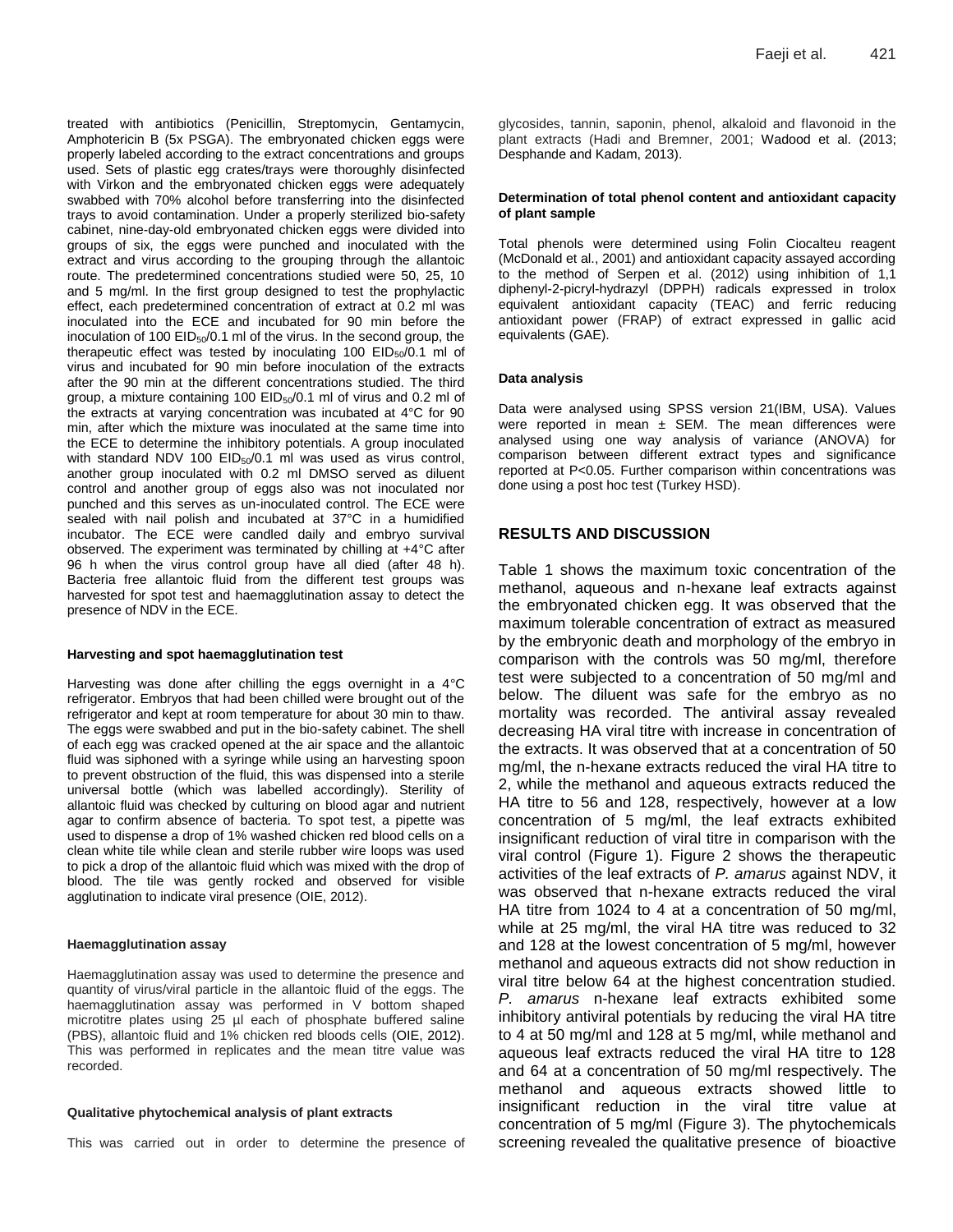treated with antibiotics (Penicillin, Streptomycin, Gentamycin, Amphotericin B (5x PSGA). The embryonated chicken eggs were properly labeled according to the extract concentrations and groups used. Sets of plastic egg crates/trays were thoroughly disinfected with Virkon and the embryonated chicken eggs were adequately swabbed with 70% alcohol before transferring into the disinfected trays to avoid contamination. Under a properly sterilized bio-safety cabinet, nine-day-old embryonated chicken eggs were divided into groups of six, the eggs were punched and inoculated with the extract and virus according to the grouping through the allantoic route. The predetermined concentrations studied were 50, 25, 10 and 5 mg/ml. In the first group designed to test the prophylactic effect, each predetermined concentration of extract at 0.2 ml was inoculated into the ECE and incubated for 90 min before the inoculation of 100 $EID_{50}$/0.1 ml of the virus. In the second group, the therapeutic effect was tested by inoculating 100 $EID_{50}$/0.1 ml of virus and incubated for 90 min before inoculation of the extracts after the 90 min at the different concentrations studied. The third group, a mixture containing 100 $EID_{50}$/0.1 ml of virus and 0.2 ml of the extracts at varying concentration was incubated at 4°C for 90 min, after which the mixture was inoculated at the same time into the ECE to determine the inhibitory potentials. A group inoculated with standard NDV 100 $EID_{50}$/0.1 ml was used as virus control, another group inoculated with 0.2 ml DMSO served as diluent control and another group of eggs also was not inoculated nor punched and this serves as un-inoculated control. The ECE were sealed with nail polish and incubated at 37°C in a humidified incubator. The ECE were candled daily and embryo survival observed. The experiment was terminated by chilling at +4°C after 96 h when the virus control group have all died (after 48 h). Bacteria free allantoic fluid from the different test groups was harvested for spot test and haemagglutination assay to detect the presence of NDV in the ECE.

#### Harvesting and spot haemagglutination test

Harvesting was done after chilling the eggs overnight in a 4°C refrigerator. Embryos that had been chilled were brought out of the refrigerator and kept at room temperature for about 30 min to thaw. The eggs were swabbed and put in the bio-safety cabinet. The shell of each egg was cracked opened at the air space and the allantoic fluid was siphoned with a syringe while using an harvesting spoon to prevent obstruction of the fluid, this was dispensed into a sterile universal bottle (which was labelled accordingly). Sterility of allantoic fluid was checked by culturing on blood agar and nutrient agar to confirm absence of bacteria. To spot test, a pipette was used to dispense a drop of 1% washed chicken red blood cells on a clean white tile while clean and sterile rubber wire loops was used to pick a drop of the allantoic fluid which was mixed with the drop of blood. The tile was gently rocked and observed for visible agglutination to indicate viral presence (OIE, 2012).

#### Haemagglutination assay

Haemagglutination assay was used to determine the presence and quantity of virus/viral particle in the allantoic fluid of the eggs. The haemagglutination assay was performed in V bottom shaped microtitre plates using 25 µl each of phosphate buffered saline (PBS), allantoic fluid and 1% chicken red bloods cells (OIE, 2012). This was performed in replicates and the mean titre value was recorded.

#### Qualitative phytochemical analysis of plant extracts

This was carried out in order to determine the presence of glycosides, tannin, saponin, phenol, alkaloid and flavonoid in the plant extracts (Hadi and Bremner, 2001; Wadood et al. (2013; Desphande and Kadam, 2013).

#### Determination of total phenol content and antioxidant capacity of plant sample

Total phenols were determined using Folin Ciocalteu reagent (McDonald et al., 2001) and antioxidant capacity assayed according to the method of Serpen et al. (2012) using inhibition of 1,1 diphenyl-2-picryl-hydrazyl (DPPH) radicals expressed in trolox equivalent antioxidant capacity (TEAC) and ferric reducing antioxidant power (FRAP) of extract expressed in gallic acid equivalents (GAE).

#### Data analysis

Data were analysed using SPSS version 21(IBM, USA). Values were reported in mean ± SEM. The mean differences were analysed using one way analysis of variance (ANOVA) for comparison between different extract types and significance reported at P<0.05. Further comparison within concentrations was done using a post hoc test (Turkey HSD).

## RESULTS AND DISCUSSION

Table 1 shows the maximum toxic concentration of the methanol, aqueous and n-hexane leaf extracts against the embryonated chicken egg. It was observed that the maximum tolerable concentration of extract as measured by the embryonic death and morphology of the embryo in comparison with the controls was 50 mg/ml, therefore test were subjected to a concentration of 50 mg/ml and below. The diluent was safe for the embryo as no mortality was recorded. The antiviral assay revealed decreasing HA viral titre with increase in concentration of the extracts. It was observed that at a concentration of 50 mg/ml, the n-hexane extracts reduced the viral HA titre to 2, while the methanol and aqueous extracts reduced the HA titre to 56 and 128, respectively, however at a low concentration of 5 mg/ml, the leaf extracts exhibited insignificant reduction of viral titre in comparison with the viral control (Figure 1). Figure 2 shows the therapeutic activities of the leaf extracts of *P. amarus* against NDV, it was observed that n-hexane extracts reduced the viral HA titre from 1024 to 4 at a concentration of 50 mg/ml, while at 25 mg/ml, the viral HA titre was reduced to 32 and 128 at the lowest concentration of 5 mg/ml, however methanol and aqueous extracts did not show reduction in viral titre below 64 at the highest concentration studied. *P. amarus* n-hexane leaf extracts exhibited some inhibitory antiviral potentials by reducing the viral HA titre to 4 at 50 mg/ml and 128 at 5 mg/ml, while methanol and aqueous leaf extracts reduced the viral HA titre to 128 and 64 at a concentration of 50 mg/ml respectively. The methanol and aqueous extracts showed little to insignificant reduction in the viral titre value at concentration of 5 mg/ml (Figure 3). The phytochemicals screening revealed the qualitative presence of bioactive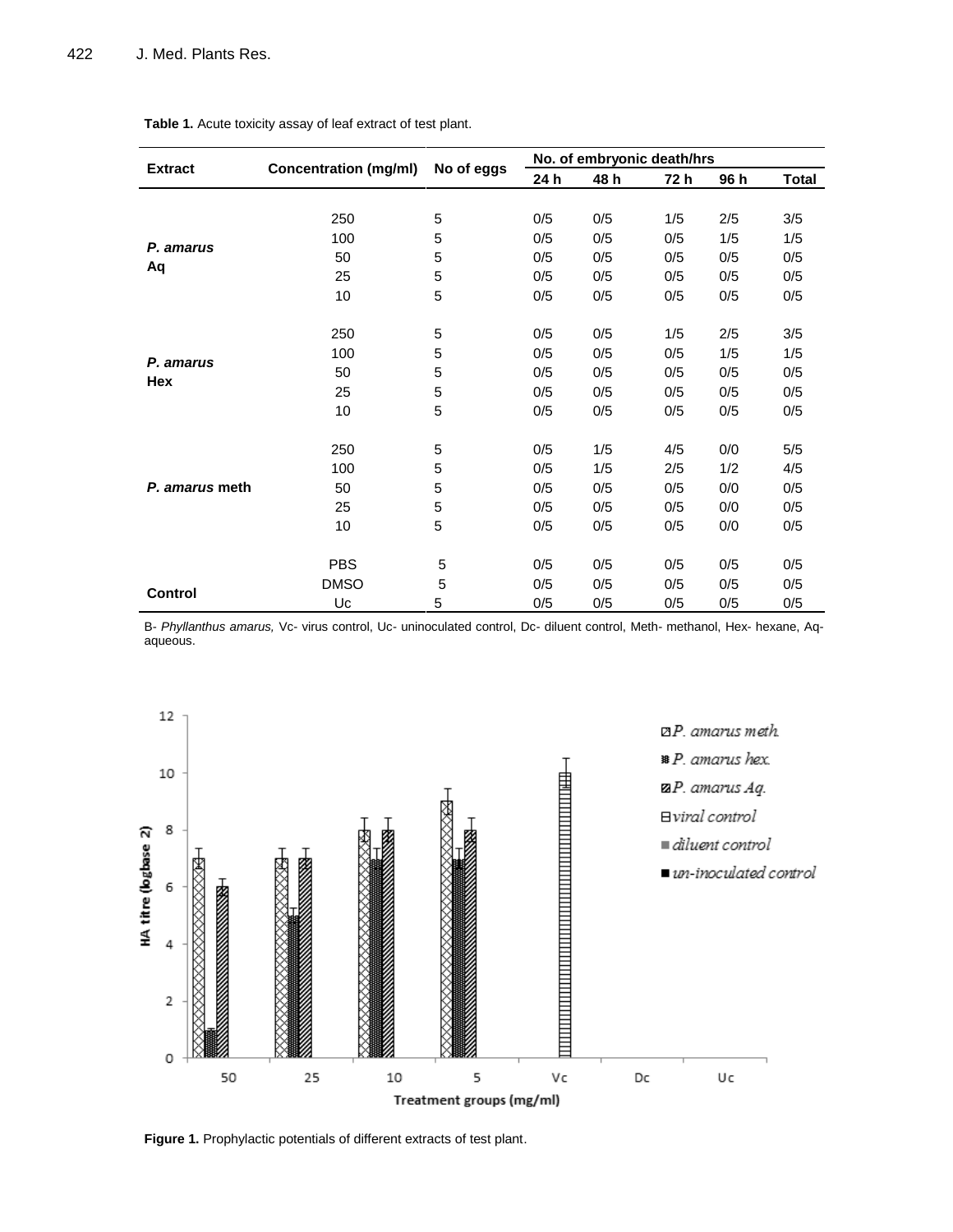**Table 1.** Acute toxicity assay of leaf extract of test plant.

| Extract | Concentration (mg/ml) | No of eggs | No. of embryonic death/hrs | | | | |
|---|---|---|---|---|---|---|---|
| | | | 24 h | 48 h | 72 h | 96 h | Total |
| ***P. amarus* Aq** | 250 | 5 | 0/5 | 0/5 | 1/5 | 2/5 | 3/5 |
| | 100 | 5 | 0/5 | 0/5 | 0/5 | 1/5 | 1/5 |
| | 50 | 5 | 0/5 | 0/5 | 0/5 | 0/5 | 0/5 |
| | 25 | 5 | 0/5 | 0/5 | 0/5 | 0/5 | 0/5 |
| | 10 | 5 | 0/5 | 0/5 | 0/5 | 0/5 | 0/5 |
| ***P. amarus* Hex** | 250 | 5 | 0/5 | 0/5 | 1/5 | 2/5 | 3/5 |
| | 100 | 5 | 0/5 | 0/5 | 0/5 | 1/5 | 1/5 |
| | 50 | 5 | 0/5 | 0/5 | 0/5 | 0/5 | 0/5 |
| | 25 | 5 | 0/5 | 0/5 | 0/5 | 0/5 | 0/5 |
| | 10 | 5 | 0/5 | 0/5 | 0/5 | 0/5 | 0/5 |
| ***P. amarus* meth** | 250 | 5 | 0/5 | 1/5 | 4/5 | 0/0 | 5/5 |
| | 100 | 5 | 0/5 | 1/5 | 2/5 | 1/2 | 4/5 |
| | 50 | 5 | 0/5 | 0/5 | 0/5 | 0/0 | 0/5 |
| | 25 | 5 | 0/5 | 0/5 | 0/5 | 0/0 | 0/5 |
| | 10 | 5 | 0/5 | 0/5 | 0/5 | 0/0 | 0/5 |
| **Control** | PBS | 5 | 0/5 | 0/5 | 0/5 | 0/5 | 0/5 |
| | DMSO | 5 | 0/5 | 0/5 | 0/5 | 0/5 | 0/5 |
| | Uc | 5 | 0/5 | 0/5 | 0/5 | 0/5 | 0/5 |

B- *Phyllanthus amarus,* Vc- virus control, Uc- uninoculated control, Dc- diluent control, Meth- methanol, Hex- hexane, Aq- aqueous.

**Figure 1.** Prophylactic potentials of different extracts of test plant.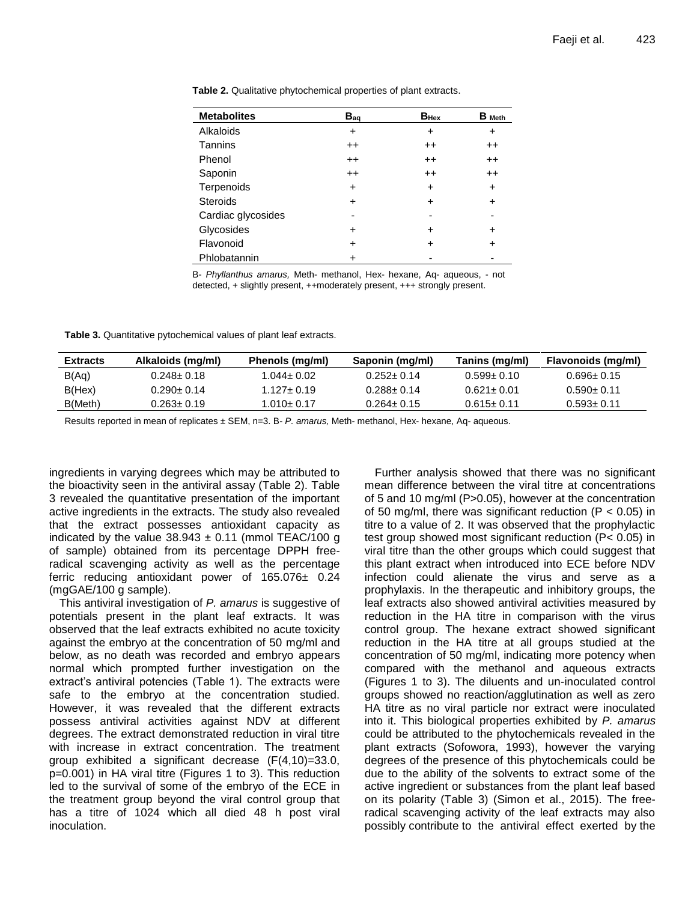**Table 2.** Qualitative phytochemical properties of plant extracts.

| Metabolites | $B_{aq}$ | $B_{Hex}$ | $B_{Meth}$ |
|---|---|---|---|
| Alkaloids | + | + | + |
| Tannins | ++ | ++ | ++ |
| Phenol | ++ | ++ | ++ |
| Saponin | ++ | ++ | ++ |
| Terpenoids | + | + | + |
| Steroids | + | + | + |
| Cardiac glycosides | - | - | - |
| Glycosides | + | + | + |
| Flavonoid | + | + | + |
| Phlobatannin | + | - | - |

B- *Phyllanthus amarus,* Meth- methanol, Hex- hexane, Aq- aqueous, - not detected, + slightly present, ++moderately present, +++ strongly present.

**Table 3.** Quantitative pytochemical values of plant leaf extracts.

| Extracts | Alkaloids (mg/ml) | Phenols (mg/ml) | Saponin (mg/ml) | Tanins (mg/ml) | Flavonoids (mg/ml) |
|---|---|---|---|---|---|
| B(Aq) | 0.248± 0.18 | 1.044± 0.02 | 0.252± 0.14 | 0.599± 0.10 | 0.696± 0.15 |
| B(Hex) | 0.290± 0.14 | 1.127± 0.19 | 0.288± 0.14 | 0.621± 0.01 | 0.590± 0.11 |
| B(Meth) | 0.263± 0.19 | 1.010± 0.17 | 0.264± 0.15 | 0.615± 0.11 | 0.593± 0.11 |

Results reported in mean of replicates ± SEM, n=3. B- *P. amarus,* Meth- methanol, Hex- hexane, Aq- aqueous.

ingredients in varying degrees which may be attributed to the bioactivity seen in the antiviral assay (Table 2). Table 3 revealed the quantitative presentation of the important active ingredients in the extracts. The study also revealed that the extract possesses antioxidant capacity as indicated by the value 38.943 ± 0.11 (mmol TEAC/100 g of sample) obtained from its percentage DPPH free-radical scavenging activity as well as the percentage ferric reducing antioxidant power of 165.076± 0.24 (mgGAE/100 g sample).

This antiviral investigation of *P. amarus* is suggestive of potentials present in the plant leaf extracts. It was observed that the leaf extracts exhibited no acute toxicity against the embryo at the concentration of 50 mg/ml and below, as no death was recorded and embryo appears normal which prompted further investigation on the extract's antiviral potencies (Table 1). The extracts were safe to the embryo at the concentration studied. However, it was revealed that the different extracts possess antiviral activities against NDV at different degrees. The extract demonstrated reduction in viral titre with increase in extract concentration. The treatment group exhibited a significant decrease ($F(4,10)=33.0$, $p=0.001$) in HA viral titre (Figures 1 to 3). This reduction led to the survival of some of the embryo of the ECE in the treatment group beyond the viral control group that has a titre of 1024 which all died 48 h post viral inoculation.

Further analysis showed that there was no significant mean difference between the viral titre at concentrations of 5 and 10 mg/ml ($P>0.05$), however at the concentration of 50 mg/ml, there was significant reduction ($P < 0.05$) in titre to a value of 2. It was observed that the prophylactic test group showed most significant reduction ($P< 0.05$) in viral titre than the other groups which could suggest that this plant extract when introduced into ECE before NDV infection could alienate the virus and serve as a prophylaxis. In the therapeutic and inhibitory groups, the leaf extracts also showed antiviral activities measured by reduction in the HA titre in comparison with the virus control group. The hexane extract showed significant reduction in the HA titre at all groups studied at the concentration of 50 mg/ml, indicating more potency when compared with the methanol and aqueous extracts (Figures 1 to 3). The diluents and un-inoculated control groups showed no reaction/agglutination as well as zero HA titre as no viral particle nor extract were inoculated into it. This biological properties exhibited by *P. amarus* could be attributed to the phytochemicals revealed in the plant extracts (Sofowora, 1993), however the varying degrees of the presence of this phytochemicals could be due to the ability of the solvents to extract some of the active ingredient or substances from the plant leaf based on its polarity (Table 3) (Simon et al., 2015). The free-radical scavenging activity of the leaf extracts may also possibly contribute to the antiviral effect exerted by the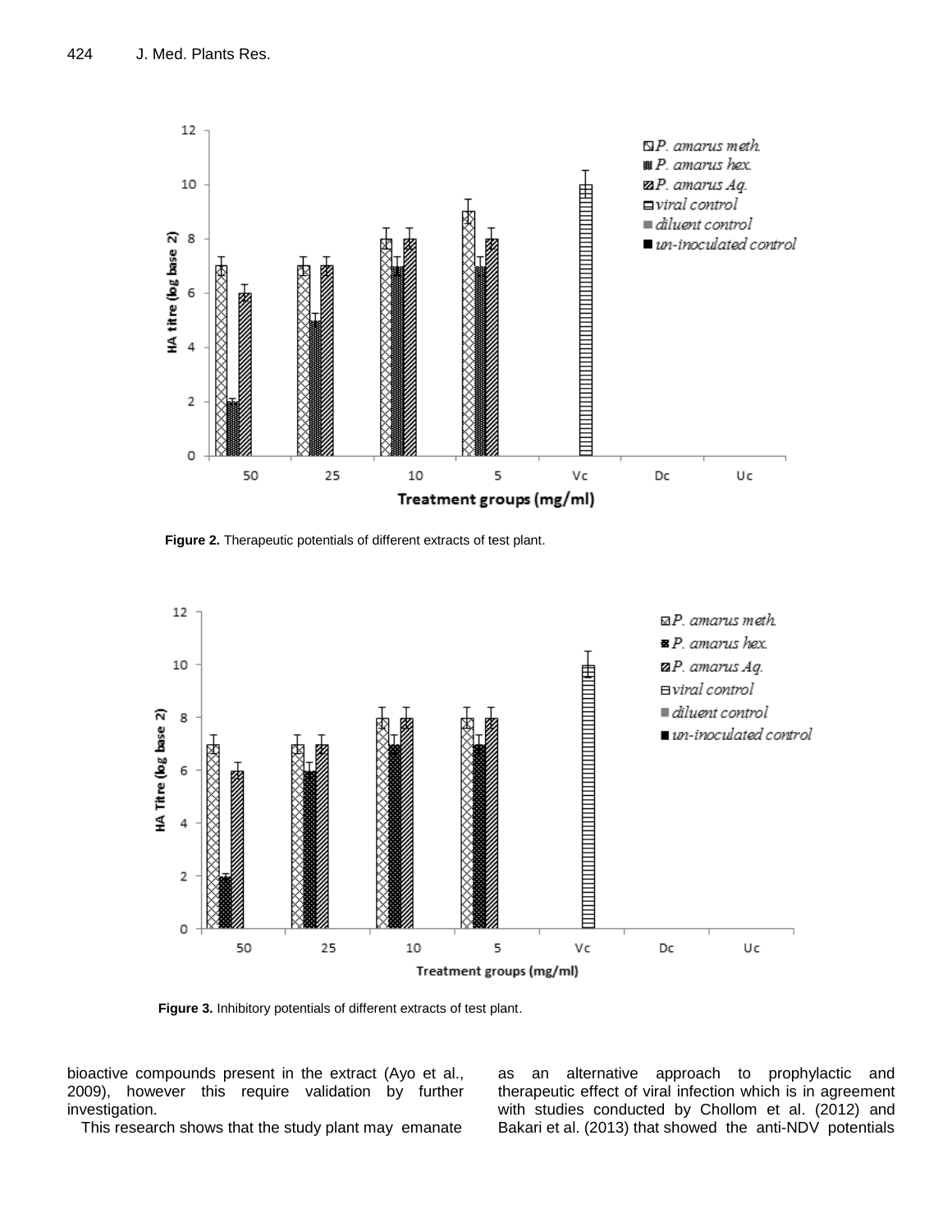Figure 2. Therapeutic potentials of different extracts of test plant.

Figure 3. Inhibitory potentials of different extracts of test plant.

bioactive compounds present in the extract (Ayo et al., 2009), however this require validation by further investigation.

This research shows that the study plant may emanate as an alternative approach to prophylactic and therapeutic effect of viral infection which is in agreement with studies conducted by Chollom et al. (2012) and Bakari et al. (2013) that showed the anti-NDV potentials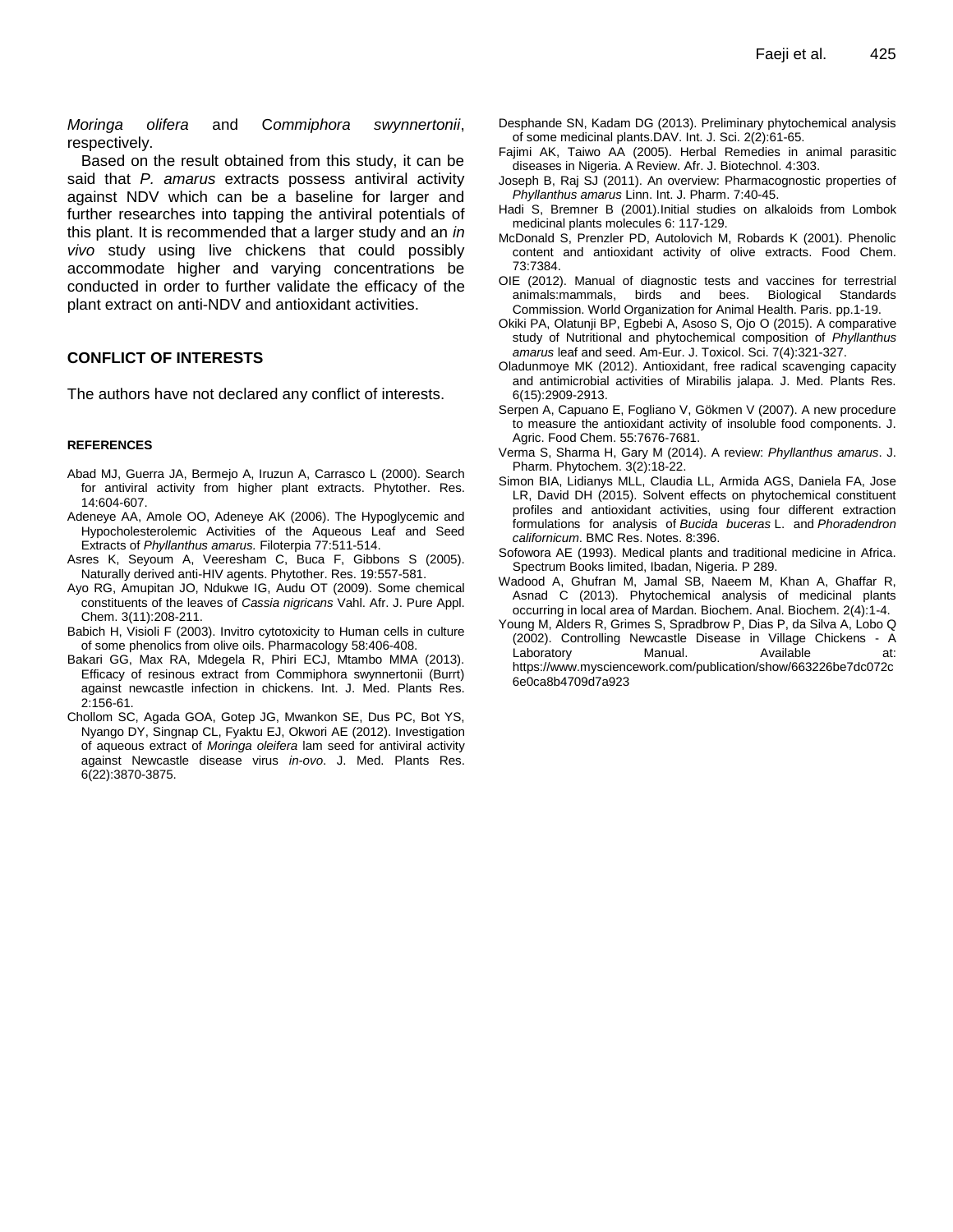*Moringa olifera* and C*ommiphora swynnertonii*, respectively.

Based on the result obtained from this study, it can be said that *P. amarus* extracts possess antiviral activity against NDV which can be a baseline for larger and further researches into tapping the antiviral potentials of this plant. It is recommended that a larger study and an *in vivo* study using live chickens that could possibly accommodate higher and varying concentrations be conducted in order to further validate the efficacy of the plant extract on anti-NDV and antioxidant activities.

## CONFLICT OF INTERESTS

The authors have not declared any conflict of interests.

## REFERENCES

Abad MJ, Guerra JA, Bermejo A, Iruzun A, Carrasco L (2000). Search for antiviral activity from higher plant extracts. Phytother. Res. 14:604-607.

Adeneye AA, Amole OO, Adeneye AK (2006). The Hypoglycemic and Hypocholesterolemic Activities of the Aqueous Leaf and Seed Extracts of *Phyllanthus amarus.* Filoterpia 77:511-514.

Asres K, Seyoum A, Veeresham C, Buca F, Gibbons S (2005). Naturally derived anti-HIV agents. Phytother. Res. 19:557-581.

Ayo RG, Amupitan JO, Ndukwe IG, Audu OT (2009). Some chemical constituents of the leaves of *Cassia nigricans* Vahl. Afr. J. Pure Appl. Chem. 3(11):208-211.

Babich H, Visioli F (2003). Invitro cytotoxicity to Human cells in culture of some phenolics from olive oils. Pharmacology 58:406-408.

Bakari GG, Max RA, Mdegela R, Phiri ECJ, Mtambo MMA (2013). Efficacy of resinous extract from Commiphora swynnertonii (Burrt) against newcastle infection in chickens. Int. J. Med. Plants Res. 2:156-61.

Chollom SC, Agada GOA, Gotep JG, Mwankon SE, Dus PC, Bot YS, Nyango DY, Singnap CL, Fyaktu EJ, Okwori AE (2012). Investigation of aqueous extract of *Moringa oleifera* lam seed for antiviral activity against Newcastle disease virus *in-ovo*. J. Med. Plants Res. 6(22):3870-3875.

Desphande SN, Kadam DG (2013). Preliminary phytochemical analysis of some medicinal plants.DAV. Int. J. Sci. 2(2):61-65.

Fajimi AK, Taiwo AA (2005). Herbal Remedies in animal parasitic diseases in Nigeria. A Review. Afr. J. Biotechnol. 4:303.

Joseph B, Raj SJ (2011). An overview: Pharmacognostic properties of *Phyllanthus amarus* Linn. Int. J. Pharm. 7:40-45.

Hadi S, Bremner B (2001).Initial studies on alkaloids from Lombok medicinal plants molecules 6: 117-129.

McDonald S, Prenzler PD, Autolovich M, Robards K (2001). Phenolic content and antioxidant activity of olive extracts. Food Chem. 73:7384.

OIE (2012). Manual of diagnostic tests and vaccines for terrestrial animals:mammals, birds and bees. Biological Standards Commission. World Organization for Animal Health. Paris. pp.1-19.

Okiki PA, Olatunji BP, Egbebi A, Asoso S, Ojo O (2015). A comparative study of Nutritional and phytochemical composition of *Phyllanthus amarus* leaf and seed. Am-Eur. J. Toxicol. Sci. 7(4):321-327.

Oladunmoye MK (2012). Antioxidant, free radical scavenging capacity and antimicrobial activities of Mirabilis jalapa. J. Med. Plants Res. 6(15):2909-2913.

Serpen A, Capuano E, Fogliano V, Gökmen V (2007). A new procedure to measure the antioxidant activity of insoluble food components. J. Agric. Food Chem. 55:7676-7681.

Verma S, Sharma H, Gary M (2014). A review: *Phyllanthus amarus*. J. Pharm. Phytochem. 3(2):18-22.

Simon BIA, Lidianys MLL, Claudia LL, Armida AGS, Daniela FA, Jose LR, David DH (2015). Solvent effects on phytochemical constituent profiles and antioxidant activities, using four different extraction formulations for analysis of *Bucida buceras* L. and *Phoradendron californicum*. BMC Res. Notes. 8:396.

Sofowora AE (1993). Medical plants and traditional medicine in Africa. Spectrum Books limited, Ibadan, Nigeria. P 289.

Wadood A, Ghufran M, Jamal SB, Naeem M, Khan A, Ghaffar R, Asnad C (2013). Phytochemical analysis of medicinal plants occurring in local area of Mardan. Biochem. Anal. Biochem. 2(4):1-4.

Young M, Alders R, Grimes S, Spradbrow P, Dias P, da Silva A, Lobo Q (2002). Controlling Newcastle Disease in Village Chickens - A Laboratory Manual. Available at: https://www.mysciencework.com/publication/show/663226be7dc072c6e0ca8b4709d7a923